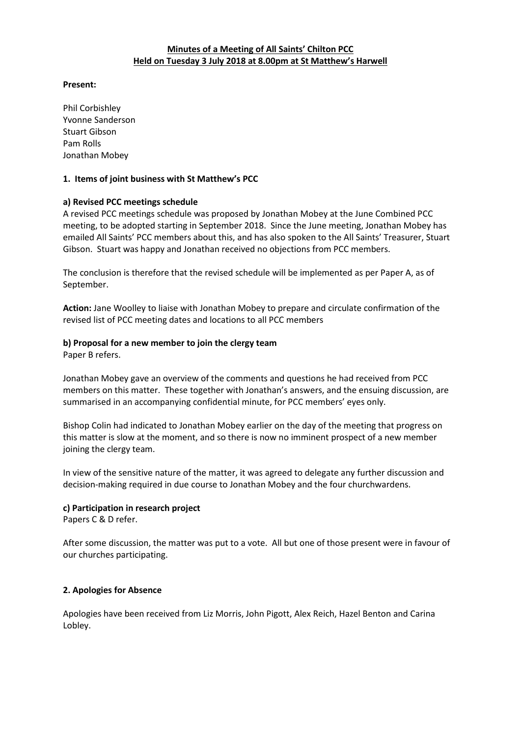**Minutes of a Meeting of All Saints' Chilton PCC**
**Held on Tuesday 3 July 2018 at 8.00pm at St Matthew's Harwell**

**Present:**

Phil Corbishley
Yvonne Sanderson
Stuart Gibson
Pam Rolls
Jonathan Mobey

**1. Items of joint business with St Matthew's PCC**

**a) Revised PCC meetings schedule**

A revised PCC meetings schedule was proposed by Jonathan Mobey at the June Combined PCC meeting, to be adopted starting in September 2018. Since the June meeting, Jonathan Mobey has emailed All Saints' PCC members about this, and has also spoken to the All Saints' Treasurer, Stuart Gibson. Stuart was happy and Jonathan received no objections from PCC members.

The conclusion is therefore that the revised schedule will be implemented as per Paper A, as of September.

**Action:** Jane Woolley to liaise with Jonathan Mobey to prepare and circulate confirmation of the revised list of PCC meeting dates and locations to all PCC members

**b) Proposal for a new member to join the clergy team**

Paper B refers.

Jonathan Mobey gave an overview of the comments and questions he had received from PCC members on this matter. These together with Jonathan's answers, and the ensuing discussion, are summarised in an accompanying confidential minute, for PCC members' eyes only.

Bishop Colin had indicated to Jonathan Mobey earlier on the day of the meeting that progress on this matter is slow at the moment, and so there is now no imminent prospect of a new member joining the clergy team.

In view of the sensitive nature of the matter, it was agreed to delegate any further discussion and decision-making required in due course to Jonathan Mobey and the four churchwardens.

**c) Participation in research project**

Papers C & D refer.

After some discussion, the matter was put to a vote. All but one of those present were in favour of our churches participating.

**2. Apologies for Absence**

Apologies have been received from Liz Morris, John Pigott, Alex Reich, Hazel Benton and Carina Lobley.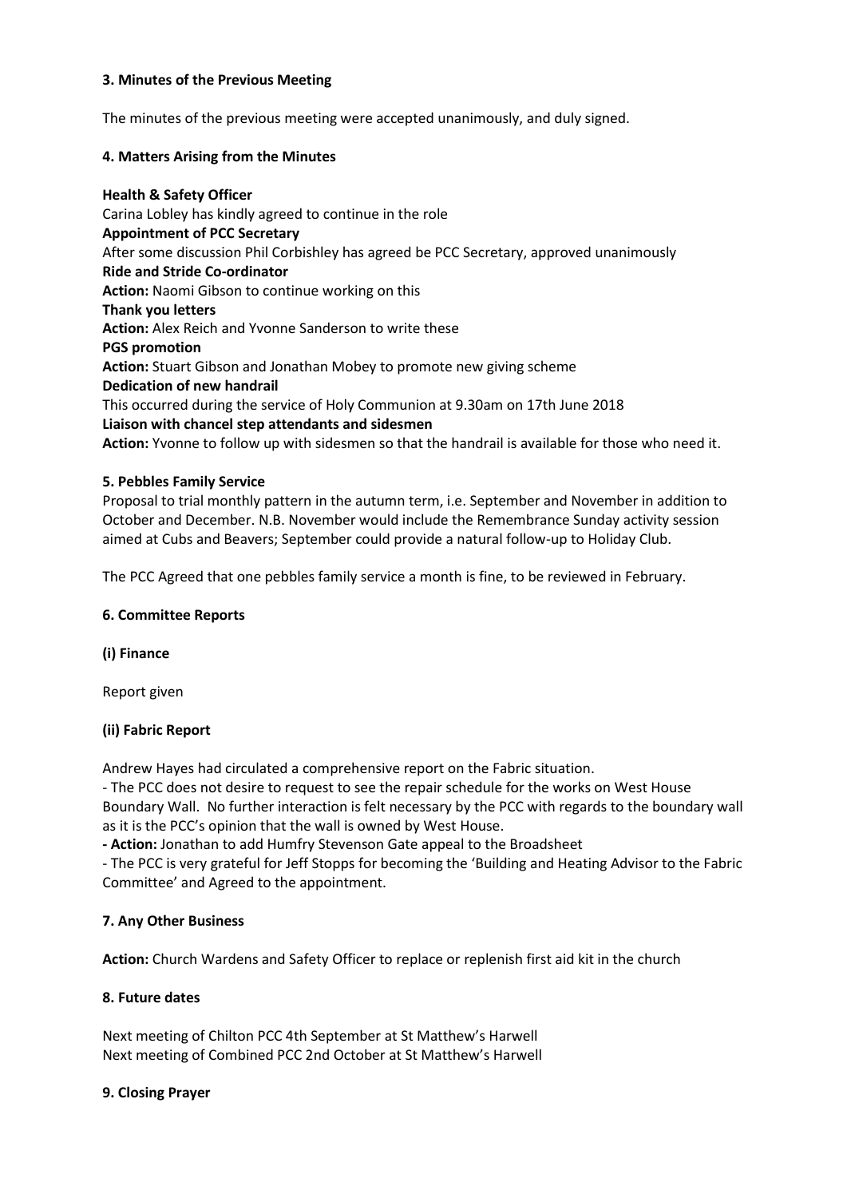### 3. Minutes of the Previous Meeting

The minutes of the previous meeting were accepted unanimously, and duly signed.

### 4. Matters Arising from the Minutes

**Health & Safety Officer**
Carina Lobley has kindly agreed to continue in the role
**Appointment of PCC Secretary**
After some discussion Phil Corbishley has agreed be PCC Secretary, approved unanimously
**Ride and Stride Co-ordinator**
**Action:** Naomi Gibson to continue working on this
**Thank you letters**
**Action:** Alex Reich and Yvonne Sanderson to write these
**PGS promotion**
**Action:** Stuart Gibson and Jonathan Mobey to promote new giving scheme
**Dedication of new handrail**
This occurred during the service of Holy Communion at 9.30am on 17th June 2018
**Liaison with chancel step attendants and sidesmen**
**Action:** Yvonne to follow up with sidesmen so that the handrail is available for those who need it.

### 5. Pebbles Family Service

Proposal to trial monthly pattern in the autumn term, i.e. September and November in addition to October and December. N.B. November would include the Remembrance Sunday activity session aimed at Cubs and Beavers; September could provide a natural follow-up to Holiday Club.

The PCC Agreed that one pebbles family service a month is fine, to be reviewed in February.

### 6. Committee Reports

**(i) Finance**

Report given

**(ii) Fabric Report**

Andrew Hayes had circulated a comprehensive report on the Fabric situation.
- The PCC does not desire to request to see the repair schedule for the works on West House Boundary Wall. No further interaction is felt necessary by the PCC with regards to the boundary wall as it is the PCC's opinion that the wall is owned by West House.
- **Action:** Jonathan to add Humfry Stevenson Gate appeal to the Broadsheet
- The PCC is very grateful for Jeff Stopps for becoming the 'Building and Heating Advisor to the Fabric Committee' and Agreed to the appointment.

### 7. Any Other Business

**Action:** Church Wardens and Safety Officer to replace or replenish first aid kit in the church

### 8. Future dates

Next meeting of Chilton PCC 4th September at St Matthew's Harwell
Next meeting of Combined PCC 2nd October at St Matthew's Harwell

### 9. Closing Prayer